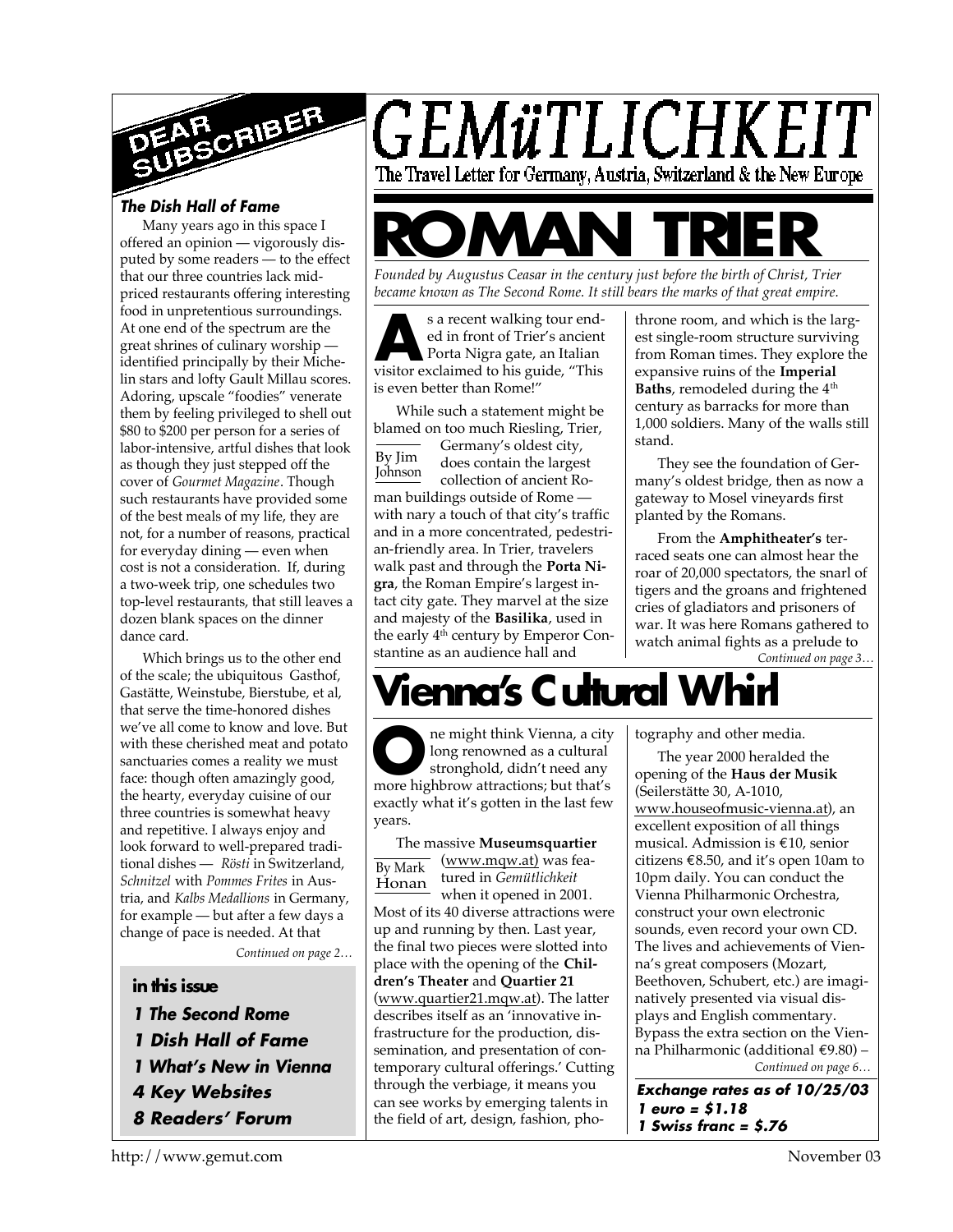# GEMüTLICHKEIT

The Travel Letter for Germany, Austria, Switzerland & the New Europe

# ROMAN TRIER

*Founded by Augustus Ceasar in the century just before the birth of Christ, Trier became known as The Second Rome. It still bears the marks of that great empire.*

By Jim Johnson

As a recent walking tour ended in front of Trier's ancient Porta Nigra gate, an Italian visitor exclaimed to his guide, "This is even better than Rome!"

While such a statement might be blamed on too much Riesling, Trier, Germany's oldest city, does contain the largest collection of ancient Roman buildings outside of Rome — with nary a touch of that city's traffic and in a more concentrated, pedestrian-friendly area. In Trier, travelers walk past and through the **Porta Nigra**, the Roman Empire's largest intact city gate. They marvel at the size and majesty of the **Basilika**, used in the early 4th century by Emperor Constantine as an audience hall and throne room, and which is the largest single-room structure surviving from Roman times. They explore the expansive ruins of the **Imperial Baths**, remodeled during the 4th century as barracks for more than 1,000 soldiers. Many of the walls still stand.

They see the foundation of Germany's oldest bridge, then as now a gateway to Mosel vineyards first planted by the Romans.

From the **Amphitheater's** terraced seats one can almost hear the roar of 20,000 spectators, the snarl of tigers and the groans and frightened cries of gladiators and prisoners of war. It was here Romans gathered to watch animal fights as a prelude to

*Continued on page 3…*

# Vienna's Cultural Whirl

By Mark Honan

One might think Vienna, a city long renowned as a cultural stronghold, didn't need any more highbrow attractions; but that's exactly what it's gotten in the last few years.

The massive **Museumsquartier** (www.mqw.at) was featured in *Gemütlichkeit* when it opened in 2001. Most of its 40 diverse attractions were up and running by then. Last year, the final two pieces were slotted into place with the opening of the **Children's Theater** and **Quartier 21** (www.quartier21.mqw.at). The latter describes itself as an 'innovative infrastructure for the production, dissemination, and presentation of contemporary cultural offerings.' Cutting through the verbiage, it means you can see works by emerging talents in the field of art, design, fashion, photography and other media.

The year 2000 heralded the opening of the **Haus der Musik** (Seilerstätte 30, A-1010, www.houseofmusic-vienna.at), an excellent exposition of all things musical. Admission is €10, senior citizens €8.50, and it's open 10am to 10pm daily. You can conduct the Vienna Philharmonic Orchestra, construct your own electronic sounds, even record your own CD. The lives and achievements of Vienna's great composers (Mozart, Beethoven, Schubert, etc.) are imaginatively presented via visual displays and English commentary. Bypass the extra section on the Vienna Philharmonic (additional €9.80) –

*Continued on page 6…*

**Exchange rates as of 10/25/03**
**1 euro = $1.18**
**1 Swiss franc = $.76**

## DEAR SUBSCRIBER

### The Dish Hall of Fame

Many years ago in this space I offered an opinion — vigorously disputed by some readers — to the effect that our three countries lack mid-priced restaurants offering interesting food in unpretentious surroundings. At one end of the spectrum are the great shrines of culinary worship — identified principally by their Michelin stars and lofty Gault Millau scores. Adoring, upscale "foodies" venerate them by feeling privileged to shell out $80 to $200 per person for a series of labor-intensive, artful dishes that look as though they just stepped off the cover of *Gourmet Magazine*. Though such restaurants have provided some of the best meals of my life, they are not, for a number of reasons, practical for everyday dining — even when cost is not a consideration. If, during a two-week trip, one schedules two top-level restaurants, that still leaves a dozen blank spaces on the dinner dance card.

Which brings us to the other end of the scale; the ubiquitous Gasthof, Gastätte, Weinstube, Bierstube, et al, that serve the time-honored dishes we've all come to know and love. But with these cherished meat and potato sanctuaries comes a reality we must face: though often amazingly good, the hearty, everyday cuisine of our three countries is somewhat heavy and repetitive. I always enjoy and look forward to well-prepared traditional dishes — *Rösti* in Switzerland, *Schnitzel* with *Pommes Frites* in Austria, and *Kalbs Medallions* in Germany, for example — but after a few days a change of pace is needed. At that

*Continued on page 2…*

### in this issue

- **1 The Second Rome**
- **1 Dish Hall of Fame**
- **1 What's New in Vienna**
- **4 Key Websites**
- **8 Readers' Forum**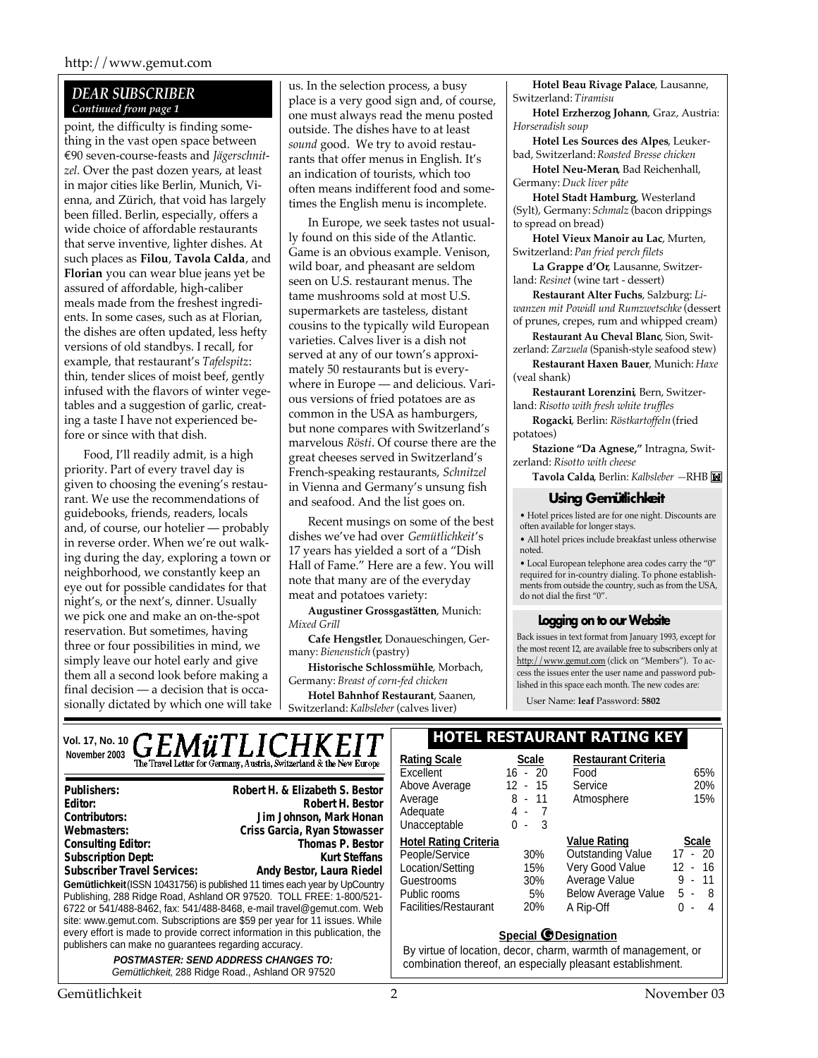## DEAR SUBSCRIBER

*Continued from page 1*

point, the difficulty is finding something in the vast open space between €90 seven-course-feasts and *Jägerschnitzel*. Over the past dozen years, at least in major cities like Berlin, Munich, Vienna, and Zürich, that void has largely been filled. Berlin, especially, offers a wide choice of affordable restaurants that serve inventive, lighter dishes. At such places as **Filou**, **Tavola Calda**, and **Florian** you can wear blue jeans yet be assured of affordable, high-caliber meals made from the freshest ingredients. In some cases, such as at Florian, the dishes are often updated, less hefty versions of old standbys. I recall, for example, that restaurant's *Tafelspitz*: thin, tender slices of moist beef, gently infused with the flavors of winter vegetables and a suggestion of garlic, creating a taste I have not experienced before or since with that dish.

Food, I'll readily admit, is a high priority. Part of every travel day is given to choosing the evening's restaurant. We use the recommendations of guidebooks, friends, readers, locals and, of course, our hotelier — probably in reverse order. When we're out walking during the day, exploring a town or neighborhood, we constantly keep an eye out for possible candidates for that night's, or the next's, dinner. Usually we pick one and make an on-the-spot reservation. But sometimes, having three or four possibilities in mind, we simply leave our hotel early and give them all a second look before making a final decision — a decision that is occasionally dictated by which one will take us. In the selection process, a busy place is a very good sign and, of course, one must always read the menu posted outside. The dishes have to at least *sound* good. We try to avoid restaurants that offer menus in English. It's an indication of tourists, which too often means indifferent food and sometimes the English menu is incomplete.

In Europe, we seek tastes not usually found on this side of the Atlantic. Game is an obvious example. Venison, wild boar, and pheasant are seldom seen on U.S. restaurant menus. The tame mushrooms sold at most U.S. supermarkets are tasteless, distant cousins to the typically wild European varieties. Calves liver is a dish not served at any of our town's approximately 50 restaurants but is everywhere in Europe — and delicious. Various versions of fried potatoes are as common in the USA as hamburgers, but none compares with Switzerland's marvelous *Rösti*. Of course there are the great cheeses served in Switzerland's French-speaking restaurants, *Schnitzel* in Vienna and Germany's unsung fish and seafood. And the list goes on.

Recent musings on some of the best dishes we've had over *Gemütlichkeit*'s 17 years has yielded a sort of a "Dish Hall of Fame." Here are a few. You will note that many are of the everyday meat and potatoes variety:

**Augustiner Grossgaststätten**, Munich: *Mixed Grill*

**Cafe Hengstler**, Donaueschingen, Germany: *Bienenstich* (pastry)

**Historische Schlossmühle**, Morbach, Germany: *Breast of corn-fed chicken*

**Hotel Bahnhof Restaurant**, Saanen, Switzerland: *Kalbsleber* (calves liver)

**Hotel Beau Rivage Palace**, Lausanne, Switzerland: *Tiramisu*

**Hotel Erzherzog Johann**, Graz, Austria: *Horseradish soup*

**Hotel Les Sources des Alpes**, Leukerbad, Switzerland: *Roasted Bresse chicken*

**Hotel Neu-Meran**, Bad Reichenhall, Germany: *Duck liver pâte*

**Hotel Stadt Hamburg**, Westerland (Sylt), Germany: *Schmalz* (bacon drippings to spread on bread)

**Hotel Vieux Manoir au Lac**, Murten, Switzerland: *Pan fried perch filets*

**La Grappe d'Or**, Lausanne, Switzerland: *Resinet* (wine tart - dessert)

**Restaurant Alter Fuchs**, Salzburg: *Liwanzen mit Powidl und Rumzwetschke* (dessert of prunes, crepes, rum and whipped cream)

**Restaurant Au Cheval Blanc**, Sion, Switzerland: *Zarzuela* (Spanish-style seafood stew)

**Restaurant Haxen Bauer**, Munich: *Haxe* (veal shank)

**Restaurant Lorenzini**, Bern, Switzerland: *Risotto with fresh white truffles*

**Rogacki**, Berlin: *Röstkartoffeln* (fried potatoes)

**Stazione "Da Agnese,"** Intragna, Switzerland: *Risotto with cheese*

**Tavola Calda**, Berlin: *Kalbsleber* —RHB

### Using Gemütlichkeit

- Hotel prices listed are for one night. Discounts are often available for longer stays.
- All hotel prices include breakfast unless otherwise noted.
- Local European telephone area codes carry the "0" required for in-country dialing. To phone establishments from outside the country, such as from the USA, do not dial the first "0".

### Logging on to our Website

Back issues in text format from January 1993, except for the most recent 12, are available free to subscribers only at http://www.gemut.com (click on "Members"). To access the issues enter the user name and password published in this space each month. The new codes are:

User Name: **leaf** Password: **5802**

---

**Vol. 17, No. 10 — November 2003**

# GEMüTLICHKEIT

The Travel Letter for Germany, Austria, Switzerland & the New Europe

| | |
|---|---|
| **Publishers:** | **Robert H. & Elizabeth S. Bestor** |
| **Editor:** | **Robert H. Bestor** |
| **Contributors:** | **Jim Johnson, Mark Honan** |
| **Webmasters:** | **Criss Garcia, Ryan Stowasser** |
| **Consulting Editor:** | **Thomas P. Bestor** |
| **Subscription Dept:** | **Kurt Steffans** |
| **Subscriber Travel Services:** | **Andy Bestor, Laura Riedel** |

**Gemütlichkeit** (ISSN 10431756) is published 11 times each year by UpCountry Publishing, 288 Ridge Road, Ashland OR 97520. TOLL FREE: 1-800/521-6722 or 541/488-8462, fax: 541/488-8468, e-mail travel@gemut.com. Web site: www.gemut.com. Subscriptions are $59 per year for 11 issues. While every effort is made to provide correct information in this publication, the publishers can make no guarantees regarding accuracy.

***POSTMASTER: SEND ADDRESS CHANGES TO:***
*Gemütlichkeit*, 288 Ridge Road., Ashland OR 97520

## HOTEL RESTAURANT RATING KEY

| Rating Scale | Scale |
|---|---|
| Excellent | 16 - 20 |
| Above Average | 12 - 15 |
| Average | 8 - 11 |
| Adequate | 4 - 7 |
| Unacceptable | 0 - 3 |

| Restaurant Criteria | |
|---|---|
| Food | 65% |
| Service | 20% |
| Atmosphere | 15% |

| Hotel Rating Criteria | |
|---|---|
| People/Service | 30% |
| Location/Setting | 15% |
| Guestrooms | 30% |
| Public rooms | 5% |
| Facilities/Restaurant | 20% |

| Value Rating | Scale |
|---|---|
| Outstanding Value | 17 - 20 |
| Very Good Value | 12 - 16 |
| Average Value | 9 - 11 |
| Below Average Value | 5 - 8 |
| A Rip-Off | 0 - 4 |

**Special G Designation**

By virtue of location, decor, charm, warmth of management, or combination thereof, an especially pleasant establishment.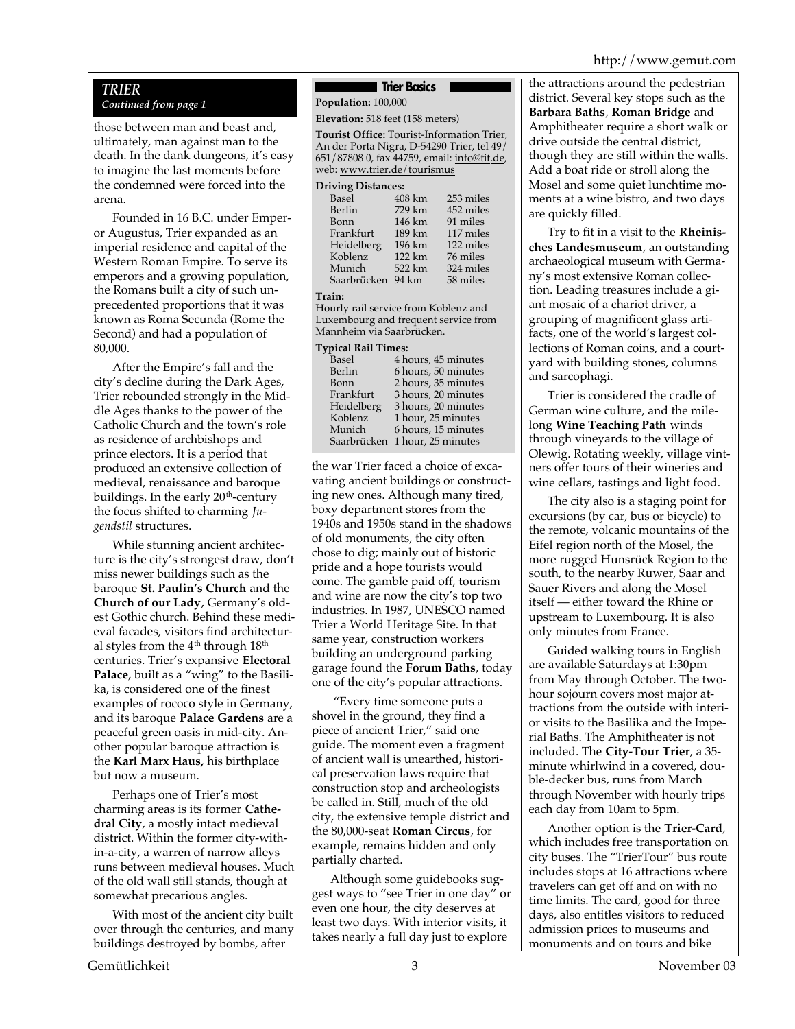## TRIER

*Continued from page 1*

those between man and beast and, ultimately, man against man to the death. In the dank dungeons, it's easy to imagine the last moments before the condemned were forced into the arena.

Founded in 16 B.C. under Emperor Augustus, Trier expanded as an imperial residence and capital of the Western Roman Empire. To serve its emperors and a growing population, the Romans built a city of such unprecedented proportions that it was known as Roma Secunda (Rome the Second) and had a population of 80,000.

After the Empire's fall and the city's decline during the Dark Ages, Trier rebounded strongly in the Middle Ages thanks to the power of the Catholic Church and the town's role as residence of archbishops and prince electors. It is a period that produced an extensive collection of medieval, renaissance and baroque buildings. In the early 20th-century the focus shifted to charming *Jugendstil* structures.

While stunning ancient architecture is the city's strongest draw, don't miss newer buildings such as the baroque **St. Paulin's Church** and the **Church of our Lady**, Germany's oldest Gothic church. Behind these medieval facades, visitors find architectural styles from the 4th through 18th centuries. Trier's expansive **Electoral Palace**, built as a "wing" to the Basilika, is considered one of the finest examples of rococo style in Germany, and its baroque **Palace Gardens** are a peaceful green oasis in mid-city. Another popular baroque attraction is the **Karl Marx Haus,** his birthplace but now a museum.

Perhaps one of Trier's most charming areas is its former **Cathedral City**, a mostly intact medieval district. Within the former city-within-a-city, a warren of narrow alleys runs between medieval houses. Much of the old wall still stands, though at somewhat precarious angles.

With most of the ancient city built over through the centuries, and many buildings destroyed by bombs, after the war Trier faced a choice of excavating ancient buildings or constructing new ones. Although many tired, boxy department stores from the 1940s and 1950s stand in the shadows of old monuments, the city often chose to dig; mainly out of historic pride and a hope tourists would come. The gamble paid off, tourism and wine are now the city's top two industries. In 1987, UNESCO named Trier a World Heritage Site. In that same year, construction workers building an underground parking garage found the **Forum Baths**, today one of the city's popular attractions.

"Every time someone puts a shovel in the ground, they find a piece of ancient Trier," said one guide. The moment even a fragment of ancient wall is unearthed, historical preservation laws require that construction stop and archeologists be called in. Still, much of the old city, the extensive temple district and the 80,000-seat **Roman Circus**, for example, remains hidden and only partially charted.

Although some guidebooks suggest ways to "see Trier in one day" or even one hour, the city deserves at least two days. With interior visits, it takes nearly a full day just to explore the attractions around the pedestrian district. Several key stops such as the **Barbara Baths**, **Roman Bridge** and Amphitheater require a short walk or drive outside the central district, though they are still within the walls. Add a boat ride or stroll along the Mosel and some quiet lunchtime moments at a wine bistro, and two days are quickly filled.

Try to fit in a visit to the **Rheinisches Landesmuseum**, an outstanding archaeological museum with Germany's most extensive Roman collection. Leading treasures include a giant mosaic of a chariot driver, a grouping of magnificent glass artifacts, one of the world's largest collections of Roman coins, and a courtyard with building stones, columns and sarcophagi.

Trier is considered the cradle of German wine culture, and the mile-long **Wine Teaching Path** winds through vineyards to the village of Olewig. Rotating weekly, village vintners offer tours of their wineries and wine cellars, tastings and light food.

The city also is a staging point for excursions (by car, bus or bicycle) to the remote, volcanic mountains of the Eifel region north of the Mosel, the more rugged Hunsrück Region to the south, to the nearby Ruwer, Saar and Sauer Rivers and along the Mosel itself — either toward the Rhine or upstream to Luxembourg. It is also only minutes from France.

Guided walking tours in English are available Saturdays at 1:30pm from May through October. The two-hour sojourn covers most major attractions from the outside with interior visits to the Basilika and the Imperial Baths. The Amphitheater is not included. The **City-Tour Trier**, a 35-minute whirlwind in a covered, double-decker bus, runs from March through November with hourly trips each day from 10am to 5pm.

Another option is the **Trier-Card**, which includes free transportation on city buses. The "TrierTour" bus route includes stops at 16 attractions where travelers can get off and on with no time limits. The card, good for three days, also entitles visitors to reduced admission prices to museums and monuments and on tours and bike

### Trier Basics

**Population:** 100,000

**Elevation:** 518 feet (158 meters)

**Tourist Office:** Tourist-Information Trier, An der Porta Nigra, D-54290 Trier, tel 49/651/87808 0, fax 44759, email: info@tit.de, web: www.trier.de/tourismus

**Driving Distances:**

| | | |
|---|---|---|
| Basel | 408 km | 253 miles |
| Berlin | 729 km | 452 miles |
| Bonn | 146 km | 91 miles |
| Frankfurt | 189 km | 117 miles |
| Heidelberg | 196 km | 122 miles |
| Koblenz | 122 km | 76 miles |
| Munich | 522 km | 324 miles |
| Saarbrücken | 94 km | 58 miles |

**Train:**
Hourly rail service from Koblenz and Luxembourg and frequent service from Mannheim via Saarbrücken.

**Typical Rail Times:**

| | |
|---|---|
| Basel | 4 hours, 45 minutes |
| Berlin | 6 hours, 50 minutes |
| Bonn | 2 hours, 35 minutes |
| Frankfurt | 3 hours, 20 minutes |
| Heidelberg | 3 hours, 20 minutes |
| Koblenz | 1 hour, 25 minutes |
| Munich | 6 hours, 15 minutes |
| Saarbrücken | 1 hour, 25 minutes |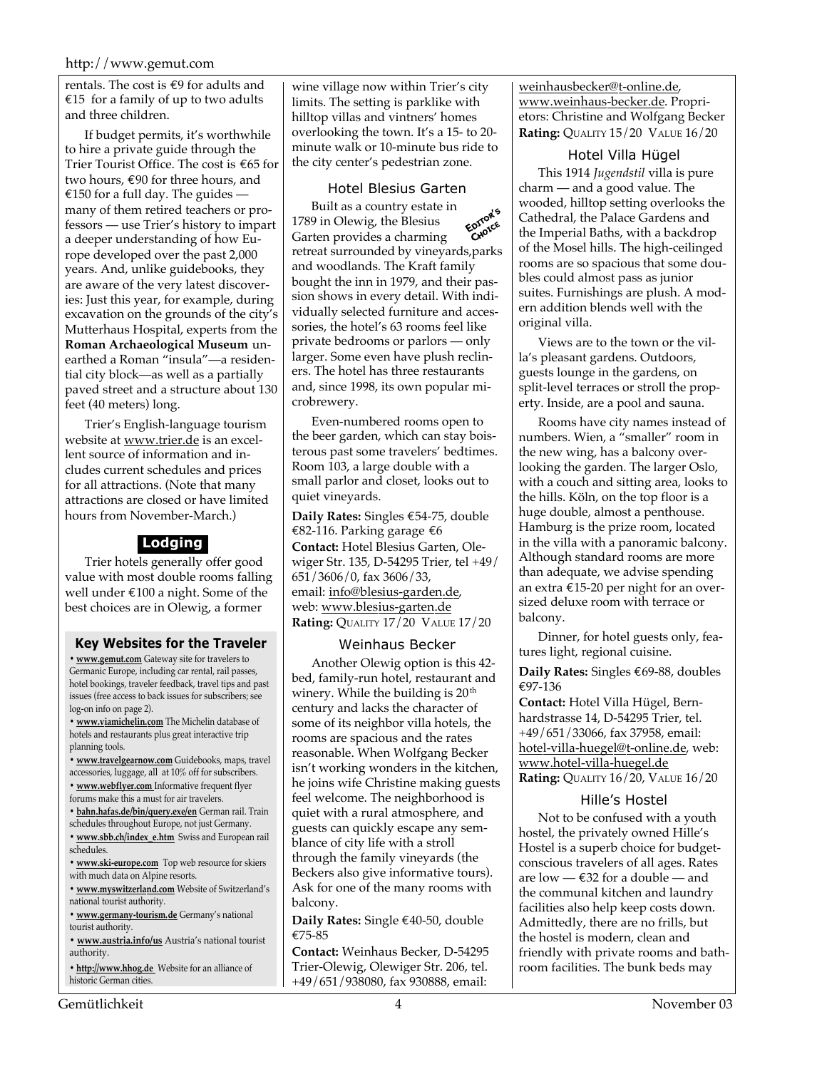rentals. The cost is €9 for adults and €15 for a family of up to two adults and three children.

If budget permits, it's worthwhile to hire a private guide through the Trier Tourist Office. The cost is €65 for two hours, €90 for three hours, and €150 for a full day. The guides — many of them retired teachers or professors — use Trier's history to impart a deeper understanding of how Europe developed over the past 2,000 years. And, unlike guidebooks, they are aware of the very latest discoveries: Just this year, for example, during excavation on the grounds of the city's Mutterhaus Hospital, experts from the **Roman Archaeological Museum** unearthed a Roman "insula"—a residential city block—as well as a partially paved street and a structure about 130 feet (40 meters) long.

Trier's English-language tourism website at www.trier.de is an excellent source of information and includes current schedules and prices for all attractions. (Note that many attractions are closed or have limited hours from November-March.)

## Lodging

Trier hotels generally offer good value with most double rooms falling well under €100 a night. Some of the best choices are in Olewig, a former wine village now within Trier's city limits. The setting is parklike with hilltop villas and vintners' homes overlooking the town. It's a 15- to 20-minute walk or 10-minute bus ride to the city center's pedestrian zone.

### Hotel Blesius Garten

*Editor's Choice*

Built as a country estate in 1789 in Olewig, the Blesius Garten provides a charming retreat surrounded by vineyards,parks and woodlands. The Kraft family bought the inn in 1979, and their passion shows in every detail. With individually selected furniture and accessories, the hotel's 63 rooms feel like private bedrooms or parlors — only larger. Some even have plush recliners. The hotel has three restaurants and, since 1998, its own popular microbrewery.

Even-numbered rooms open to the beer garden, which can stay boisterous past some travelers' bedtimes. Room 103, a large double with a small parlor and closet, looks out to quiet vineyards.

**Daily Rates:** Singles €54-75, double €82-116. Parking garage €6

**Contact:** Hotel Blesius Garten, Olewiger Str. 135, D-54295 Trier, tel +49/651/3606/0, fax 3606/33, email: info@blesius-garden.de, web: www.blesius-garten.de

**Rating:** QUALITY 17/20 VALUE 17/20

### Weinhaus Becker

Another Olewig option is this 42-bed, family-run hotel, restaurant and winery. While the building is 20th century and lacks the character of some of its neighbor villa hotels, the rooms are spacious and the rates reasonable. When Wolfgang Becker isn't working wonders in the kitchen, he joins wife Christine making guests feel welcome. The neighborhood is quiet with a rural atmosphere, and guests can quickly escape any semblance of city life with a stroll through the family vineyards (the Beckers also give informative tours). Ask for one of the many rooms with balcony.

**Daily Rates:** Single €40-50, double €75-85

**Contact:** Weinhaus Becker, D-54295 Trier-Olewig, Olewiger Str. 206, tel. +49/651/938080, fax 930888, email: weinhausbecker@t-online.de, www.weinhaus-becker.de. Proprietors: Christine and Wolfgang Becker

**Rating:** QUALITY 15/20 VALUE 16/20

### Hotel Villa Hügel

This 1914 *Jugendstil* villa is pure charm — and a good value. The wooded, hilltop setting overlooks the Cathedral, the Palace Gardens and the Imperial Baths, with a backdrop of the Mosel hills. The high-ceilinged rooms are so spacious that some doubles could almost pass as junior suites. Furnishings are plush. A modern addition blends well with the original villa.

Views are to the town or the villa's pleasant gardens. Outdoors, guests lounge in the gardens, on split-level terraces or stroll the property. Inside, are a pool and sauna.

Rooms have city names instead of numbers. Wien, a "smaller" room in the new wing, has a balcony overlooking the garden. The larger Oslo, with a couch and sitting area, looks to the hills. Köln, on the top floor is a huge double, almost a penthouse. Hamburg is the prize room, located in the villa with a panoramic balcony. Although standard rooms are more than adequate, we advise spending an extra €15-20 per night for an oversized deluxe room with terrace or balcony.

Dinner, for hotel guests only, features light, regional cuisine.

**Daily Rates:** Singles €69-88, doubles €97-136

**Contact:** Hotel Villa Hügel, Bernhardstrasse 14, D-54295 Trier, tel. +49/651/33066, fax 37958, email: hotel-villa-huegel@t-online.de, web: www.hotel-villa-huegel.de

**Rating:** QUALITY 16/20, VALUE 16/20

### Hille's Hostel

Not to be confused with a youth hostel, the privately owned Hille's Hostel is a superb choice for budget-conscious travelers of all ages. Rates are low — €32 for a double — and the communal kitchen and laundry facilities also help keep costs down. Admittedly, there are no frills, but the hostel is modern, clean and friendly with private rooms and bathroom facilities. The bunk beds may

### Key Websites for the Traveler

- **www.gemut.com** Gateway site for travelers to Germanic Europe, including car rental, rail passes, hotel bookings, traveler feedback, travel tips and past issues (free access to back issues for subscribers; see log-on info on page 2).
- **www.viamichelin.com** The Michelin database of hotels and restaurants plus great interactive trip planning tools.
- **www.travelgearnow.com** Guidebooks, maps, travel accessories, luggage, all at 10% off for subscribers.
- **www.webflyer.com** Informative frequent flyer forums make this a must for air travelers.
- **bahn.hafas.de/bin/query.exe/en** German rail. Train schedules throughout Europe, not just Germany.
- **www.sbb.ch/index_e.htm** Swiss and European rail schedules.
- **www.ski-europe.com** Top web resource for skiers with much data on Alpine resorts.
- **www.myswitzerland.com** Website of Switzerland's national tourist authority.
- **www.germany-tourism.de** Germany's national tourist authority.
- **www.austria.info/us** Austria's national tourist authority.
- **http://www.hhog.de** Website for an alliance of historic German cities.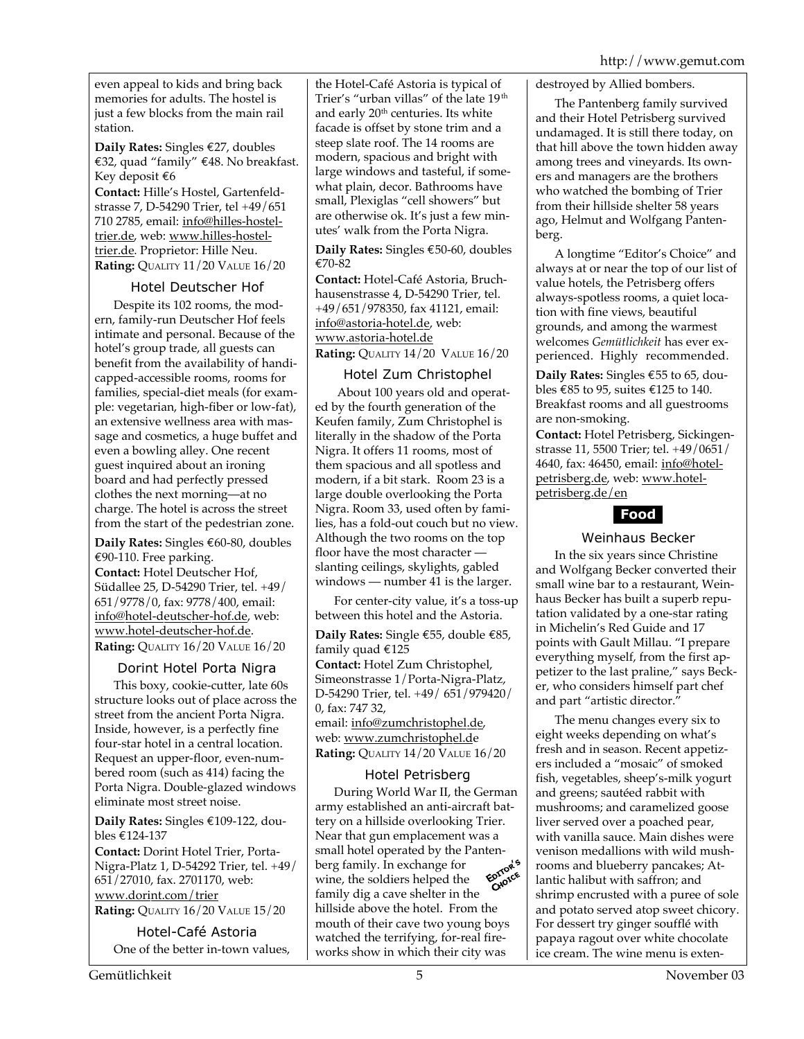even appeal to kids and bring back memories for adults. The hostel is just a few blocks from the main rail station.

**Daily Rates:** Singles €27, doubles €32, quad "family" €48. No breakfast. Key deposit €6

**Contact:** Hille's Hostel, Gartenfeldstrasse 7, D-54290 Trier, tel +49/651 710 2785, email: info@hilles-hostel-trier.de, web: www.hilles-hostel-trier.de. Proprietor: Hille Neu.
**Rating:** QUALITY 11/20 VALUE 16/20

### Hotel Deutscher Hof

Despite its 102 rooms, the modern, family-run Deutscher Hof feels intimate and personal. Because of the hotel's group trade, all guests can benefit from the availability of handicapped-accessible rooms, rooms for families, special-diet meals (for example: vegetarian, high-fiber or low-fat), an extensive wellness area with massage and cosmetics, a huge buffet and even a bowling alley. One recent guest inquired about an ironing board and had perfectly pressed clothes the next morning—at no charge. The hotel is across the street from the start of the pedestrian zone.

**Daily Rates:** Singles €60-80, doubles €90-110. Free parking.

**Contact:** Hotel Deutscher Hof, Südallee 25, D-54290 Trier, tel. +49/651/9778/0, fax: 9778/400, email: info@hotel-deutscher-hof.de, web: www.hotel-deutscher-hof.de.
**Rating:** QUALITY 16/20 VALUE 16/20

### Dorint Hotel Porta Nigra

This boxy, cookie-cutter, late 60s structure looks out of place across the street from the ancient Porta Nigra. Inside, however, is a perfectly fine four-star hotel in a central location. Request an upper-floor, even-numbered room (such as 414) facing the Porta Nigra. Double-glazed windows eliminate most street noise.

**Daily Rates:** Singles €109-122, doubles €124-137

**Contact:** Dorint Hotel Trier, Porta-Nigra-Platz 1, D-54292 Trier, tel. +49/651/27010, fax. 2701170, web: www.dorint.com/trier
**Rating:** QUALITY 16/20 VALUE 15/20

### Hotel-Café Astoria

One of the better in-town values, the Hotel-Café Astoria is typical of Trier's "urban villas" of the late 19th and early 20th centuries. Its white facade is offset by stone trim and a steep slate roof. The 14 rooms are modern, spacious and bright with large windows and tasteful, if somewhat plain, decor. Bathrooms have small, Plexiglas "cell showers" but are otherwise ok. It's just a few minutes' walk from the Porta Nigra.

**Daily Rates:** Singles €50-60, doubles €70-82

**Contact:** Hotel-Café Astoria, Bruchhausenstrasse 4, D-54290 Trier, tel. +49/651/978350, fax 41121, email: info@astoria-hotel.de, web: www.astoria-hotel.de
**Rating:** QUALITY 14/20 VALUE 16/20

### Hotel Zum Christophel

About 100 years old and operated by the fourth generation of the Keufen family, Zum Christophel is literally in the shadow of the Porta Nigra. It offers 11 rooms, most of them spacious and all spotless and modern, if a bit stark. Room 23 is a large double overlooking the Porta Nigra. Room 33, used often by families, has a fold-out couch but no view. Although the two rooms on the top floor have the most character — slanting ceilings, skylights, gabled windows — number 41 is the larger.

For center-city value, it's a toss-up between this hotel and the Astoria.

**Daily Rates:** Single €55, double €85, family quad €125

**Contact:** Hotel Zum Christophel, Simeonstrasse 1/Porta-Nigra-Platz, D-54290 Trier, tel. +49/ 651/979420/0, fax: 747 32, email: info@zumchristophel.de, web: www.zumchristophel.de
**Rating:** QUALITY 14/20 VALUE 16/20

### Hotel Petrisberg

EDITOR'S CHOICE

During World War II, the German army established an anti-aircraft battery on a hillside overlooking Trier. Near that gun emplacement was a small hotel operated by the Pantenberg family. In exchange for wine, the soldiers helped the family dig a cave shelter in the hillside above the hotel. From the mouth of their cave two young boys watched the terrifying, for-real fireworks show in which their city was destroyed by Allied bombers.

The Pantenberg family survived and their Hotel Petrisberg survived undamaged. It is still there today, on that hill above the town hidden away among trees and vineyards. Its owners and managers are the brothers who watched the bombing of Trier from their hillside shelter 58 years ago, Helmut and Wolfgang Pantenberg.

A longtime "Editor's Choice" and always at or near the top of our list of value hotels, the Petrisberg offers always-spotless rooms, a quiet location with fine views, beautiful grounds, and among the warmest welcomes *Gemütlichkeit* has ever experienced. Highly recommended.

**Daily Rates:** Singles €55 to 65, doubles €85 to 95, suites €125 to 140. Breakfast rooms and all guestrooms are non-smoking.

**Contact:** Hotel Petrisberg, Sickingenstrasse 11, 5500 Trier; tel. +49/0651/4640, fax: 46450, email: info@hotel-petrisberg.de, web: www.hotel-petrisberg.de/en

## Food

### Weinhaus Becker

In the six years since Christine and Wolfgang Becker converted their small wine bar to a restaurant, Weinhaus Becker has built a superb reputation validated by a one-star rating in Michelin's Red Guide and 17 points with Gault Millau. "I prepare everything myself, from the first appetizer to the last praline," says Becker, who considers himself part chef and part "artistic director."

The menu changes every six to eight weeks depending on what's fresh and in season. Recent appetizers included a "mosaic" of smoked fish, vegetables, sheep's-milk yogurt and greens; sautéed rabbit with mushrooms; and caramelized goose liver served over a poached pear, with vanilla sauce. Main dishes were venison medallions with wild mushrooms and blueberry pancakes; Atlantic halibut with saffron; and shrimp encrusted with a puree of sole and potato served atop sweet chicory. For dessert try ginger soufflé with papaya ragout over white chocolate ice cream. The wine menu is exten-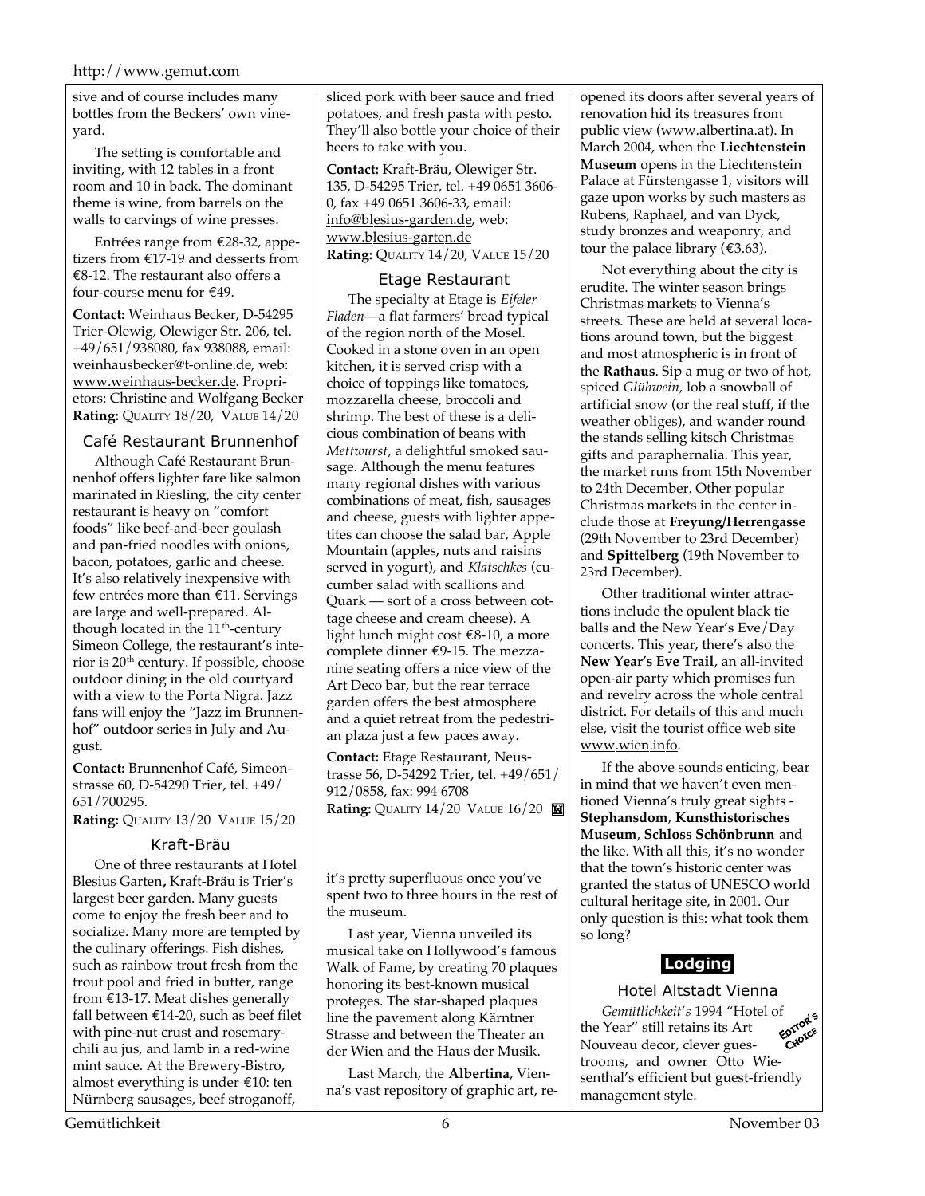sive and of course includes many bottles from the Beckers' own vineyard.

The setting is comfortable and inviting, with 12 tables in a front room and 10 in back. The dominant theme is wine, from barrels on the walls to carvings of wine presses.

Entrées range from €28-32, appetizers from €17-19 and desserts from €8-12. The restaurant also offers a four-course menu for €49.

**Contact:** Weinhaus Becker, D-54295 Trier-Olewig, Olewiger Str. 206, tel. +49/651/938080, fax 938088, email: weinhausbecker@t-online.de, web: www.weinhaus-becker.de. Proprietors: Christine and Wolfgang Becker
**Rating:** QUALITY 18/20, VALUE 14/20

### Café Restaurant Brunnenhof

Although Café Restaurant Brunnenhof offers lighter fare like salmon marinated in Riesling, the city center restaurant is heavy on "comfort foods" like beef-and-beer goulash and pan-fried noodles with onions, bacon, potatoes, garlic and cheese. It's also relatively inexpensive with few entrées more than €11. Servings are large and well-prepared. Although located in the 11th-century Simeon College, the restaurant's interior is 20th century. If possible, choose outdoor dining in the old courtyard with a view to the Porta Nigra. Jazz fans will enjoy the "Jazz im Brunnenhof" outdoor series in July and August.

**Contact:** Brunnenhof Café, Simeonstrasse 60, D-54290 Trier, tel. +49/651/700295.
**Rating:** QUALITY 13/20 VALUE 15/20

### Kraft-Bräu

One of three restaurants at Hotel Blesius Garten**,** Kraft-Bräu is Trier's largest beer garden. Many guests come to enjoy the fresh beer and to socialize. Many more are tempted by the culinary offerings. Fish dishes, such as rainbow trout fresh from the trout pool and fried in butter, range from €13-17. Meat dishes generally fall between €14-20, such as beef filet with pine-nut crust and rosemary-chili au jus, and lamb in a red-wine mint sauce. At the Brewery-Bistro, almost everything is under €10: ten Nürnberg sausages, beef stroganoff, sliced pork with beer sauce and fried potatoes, and fresh pasta with pesto. They'll also bottle your choice of their beers to take with you.

**Contact:** Kraft-Bräu, Olewiger Str. 135, D-54295 Trier, tel. +49 0651 3606-0, fax +49 0651 3606-33, email: info@blesius-garden.de, web: www.blesius-garten.de
**Rating:** QUALITY 14/20, VALUE 15/20

### Etage Restaurant

The specialty at Etage is *Eifeler Fladen*—a flat farmers' bread typical of the region north of the Mosel. Cooked in a stone oven in an open kitchen, it is served crisp with a choice of toppings like tomatoes, mozzarella cheese, broccoli and shrimp. The best of these is a delicious combination of beans with *Mettwurst*, a delightful smoked sausage. Although the menu features many regional dishes with various combinations of meat, fish, sausages and cheese, guests with lighter appetites can choose the salad bar, Apple Mountain (apples, nuts and raisins served in yogurt), and *Klatschkes* (cucumber salad with scallions and Quark — sort of a cross between cottage cheese and cream cheese). A light lunch might cost €8-10, a more complete dinner €9-15. The mezzanine seating offers a nice view of the Art Deco bar, but the rear terrace garden offers the best atmosphere and a quiet retreat from the pedestrian plaza just a few paces away.

**Contact:** Etage Restaurant, Neustrasse 56, D-54292 Trier, tel. +49/651/912/0858, fax: 994 6708
**Rating:** QUALITY 14/20 VALUE 16/20

it's pretty superfluous once you've spent two to three hours in the rest of the museum.

Last year, Vienna unveiled its musical take on Hollywood's famous Walk of Fame, by creating 70 plaques honoring its best-known musical proteges. The star-shaped plaques line the pavement along Kärntner Strasse and between the Theater an der Wien and the Haus der Musik.

Last March, the **Albertina**, Vienna's vast repository of graphic art, reopened its doors after several years of renovation hid its treasures from public view (www.albertina.at). In March 2004, when the **Liechtenstein Museum** opens in the Liechtenstein Palace at Fürstengasse 1, visitors will gaze upon works by such masters as Rubens, Raphael, and van Dyck, study bronzes and weaponry, and tour the palace library (€3.63).

Not everything about the city is erudite. The winter season brings Christmas markets to Vienna's streets. These are held at several locations around town, but the biggest and most atmospheric is in front of the **Rathaus**. Sip a mug or two of hot, spiced *Glühwein,* lob a snowball of artificial snow (or the real stuff, if the weather obliges), and wander round the stands selling kitsch Christmas gifts and paraphernalia. This year, the market runs from 15th November to 24th December. Other popular Christmas markets in the center include those at **Freyung/Herrengasse** (29th November to 23rd December) and **Spittelberg** (19th November to 23rd December).

Other traditional winter attractions include the opulent black tie balls and the New Year's Eve/Day concerts. This year, there's also the **New Year's Eve Trail**, an all-invited open-air party which promises fun and revelry across the whole central district. For details of this and much else, visit the tourist office web site www.wien.info.

If the above sounds enticing, bear in mind that we haven't even mentioned Vienna's truly great sights - **Stephansdom**, **Kunsthistorisches Museum**, **Schloss Schönbrunn** and the like. With all this, it's no wonder that the town's historic center was granted the status of UNESCO world cultural heritage site, in 2001. Our only question is this: what took them so long?

## Lodging

### Hotel Altstadt Vienna

EDITOR'S CHOICE

*Gemütlichkeit's* 1994 "Hotel of the Year" still retains its Art Nouveau decor, clever guestrooms, and owner Otto Wiesenthal's efficient but guest-friendly management style.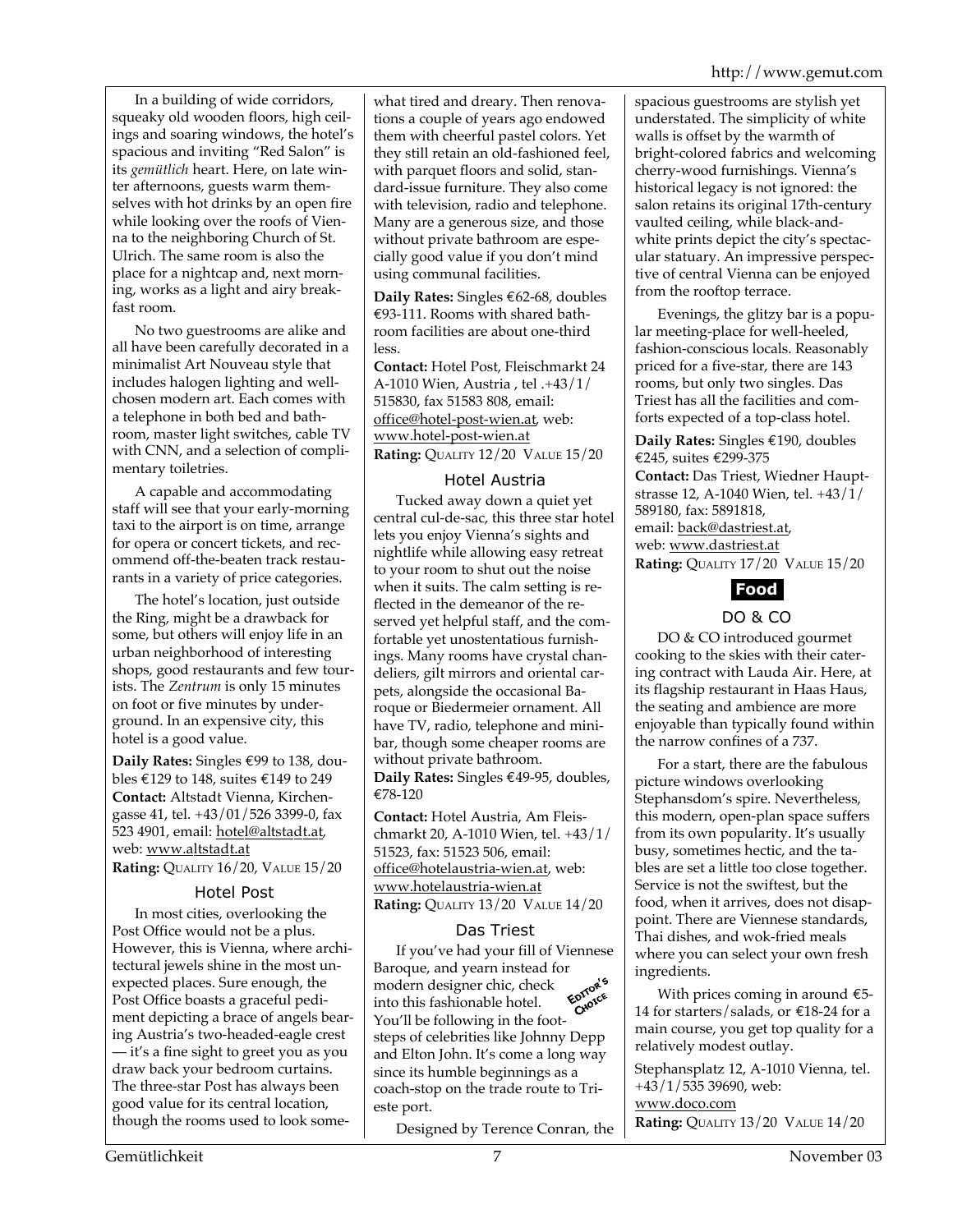In a building of wide corridors, squeaky old wooden floors, high ceilings and soaring windows, the hotel's spacious and inviting "Red Salon" is its *gemütlich* heart. Here, on late winter afternoons, guests warm themselves with hot drinks by an open fire while looking over the roofs of Vienna to the neighboring Church of St. Ulrich. The same room is also the place for a nightcap and, next morning, works as a light and airy breakfast room.

No two guestrooms are alike and all have been carefully decorated in a minimalist Art Nouveau style that includes halogen lighting and well-chosen modern art. Each comes with a telephone in both bed and bathroom, master light switches, cable TV with CNN, and a selection of complimentary toiletries.

A capable and accommodating staff will see that your early-morning taxi to the airport is on time, arrange for opera or concert tickets, and recommend off-the-beaten track restaurants in a variety of price categories.

The hotel's location, just outside the Ring, might be a drawback for some, but others will enjoy life in an urban neighborhood of interesting shops, good restaurants and few tourists. The *Zentrum* is only 15 minutes on foot or five minutes by underground. In an expensive city, this hotel is a good value.

**Daily Rates:** Singles €99 to 138, doubles €129 to 148, suites €149 to 249
**Contact:** Altstadt Vienna, Kirchengasse 41, tel. +43/01/526 3399-0, fax 523 4901, email: hotel@altstadt.at, web: www.altstadt.at
**Rating:** QUALITY 16/20, VALUE 15/20

### Hotel Post

In most cities, overlooking the Post Office would not be a plus. However, this is Vienna, where architectural jewels shine in the most unexpected places. Sure enough, the Post Office boasts a graceful pediment depicting a brace of angels bearing Austria's two-headed-eagle crest — it's a fine sight to greet you as you draw back your bedroom curtains. The three-star Post has always been good value for its central location, though the rooms used to look somewhat tired and dreary. Then renovations a couple of years ago endowed them with cheerful pastel colors. Yet they still retain an old-fashioned feel, with parquet floors and solid, standard-issue furniture. They also come with television, radio and telephone. Many are a generous size, and those without private bathroom are especially good value if you don't mind using communal facilities.

**Daily Rates:** Singles €62-68, doubles €93-111. Rooms with shared bathroom facilities are about one-third less.
**Contact:** Hotel Post, Fleischmarkt 24 A-1010 Wien, Austria , tel .+43/1/ 515830, fax 51583 808, email: office@hotel-post-wien.at, web: www.hotel-post-wien.at
**Rating:** QUALITY 12/20 VALUE 15/20

### Hotel Austria

Tucked away down a quiet yet central cul-de-sac, this three star hotel lets you enjoy Vienna's sights and nightlife while allowing easy retreat to your room to shut out the noise when it suits. The calm setting is reflected in the demeanor of the reserved yet helpful staff, and the comfortable yet unostentatious furnishings. Many rooms have crystal chandeliers, gilt mirrors and oriental carpets, alongside the occasional Baroque or Biedermeier ornament. All have TV, radio, telephone and minibar, though some cheaper rooms are without private bathroom.

**Daily Rates:** Singles €49-95, doubles, €78-120
**Contact:** Hotel Austria, Am Fleischmarkt 20, A-1010 Wien, tel. +43/1/ 51523, fax: 51523 506, email: office@hotelaustria-wien.at, web: www.hotelaustria-wien.at
**Rating:** QUALITY 13/20 VALUE 14/20

### Das Triest

EDITOR'S CHOICE

If you've had your fill of Viennese Baroque, and yearn instead for modern designer chic, check into this fashionable hotel. You'll be following in the footsteps of celebrities like Johnny Depp and Elton John. It's come a long way since its humble beginnings as a coach-stop on the trade route to Trieste port.

Designed by Terence Conran, the spacious guestrooms are stylish yet understated. The simplicity of white walls is offset by the warmth of bright-colored fabrics and welcoming cherry-wood furnishings. Vienna's historical legacy is not ignored: the salon retains its original 17th-century vaulted ceiling, while black-and-white prints depict the city's spectacular statuary. An impressive perspective of central Vienna can be enjoyed from the rooftop terrace.

Evenings, the glitzy bar is a popular meeting-place for well-heeled, fashion-conscious locals. Reasonably priced for a five-star, there are 143 rooms, but only two singles. Das Triest has all the facilities and comforts expected of a top-class hotel.

**Daily Rates:** Singles €190, doubles €245, suites €299-375
**Contact:** Das Triest, Wiedner Hauptstrasse 12, A-1040 Wien, tel. +43/1/ 589180, fax: 5891818, email: back@dastriest.at, web: www.dastriest.at
**Rating:** QUALITY 17/20 VALUE 15/20

## Food

### DO & CO

DO & CO introduced gourmet cooking to the skies with their catering contract with Lauda Air. Here, at its flagship restaurant in Haas Haus, the seating and ambience are more enjoyable than typically found within the narrow confines of a 737.

For a start, there are the fabulous picture windows overlooking Stephansdom's spire. Nevertheless, this modern, open-plan space suffers from its own popularity. It's usually busy, sometimes hectic, and the tables are set a little too close together. Service is not the swiftest, but the food, when it arrives, does not disappoint. There are Viennese standards, Thai dishes, and wok-fried meals where you can select your own fresh ingredients.

With prices coming in around €5-14 for starters/salads, or €18-24 for a main course, you get top quality for a relatively modest outlay.

Stephansplatz 12, A-1010 Vienna, tel. +43/1/535 39690, web: www.doco.com
**Rating:** QUALITY 13/20 VALUE 14/20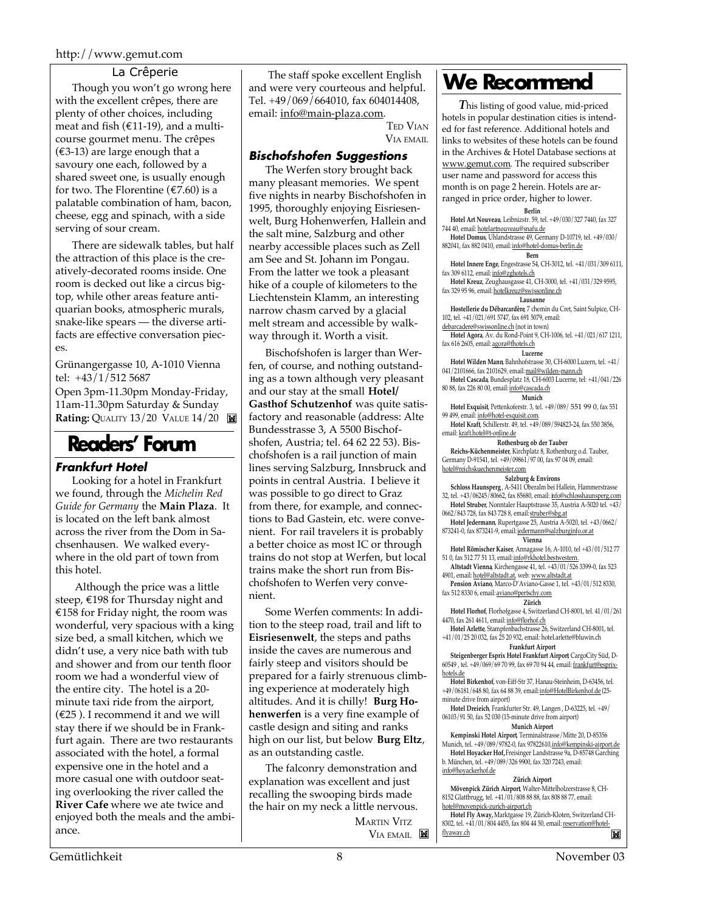### La Crêperie

Though you won't go wrong here with the excellent crêpes, there are plenty of other choices, including meat and fish (€11-19), and a multi-course gourmet menu. The crêpes (€3-13) are large enough that a savoury one each, followed by a shared sweet one, is usually enough for two. The Florentine (€7.60) is a palatable combination of ham, bacon, cheese, egg and spinach, with a side serving of sour cream.

There are sidewalk tables, but half the attraction of this place is the creatively-decorated rooms inside. One room is decked out like a circus big-top, while other areas feature antiquarian books, atmospheric murals, snake-like spears — the diverse artifacts are effective conversation pieces.

Grünangergasse 10, A-1010 Vienna
tel: +43/1/512 5687
Open 3pm-11.30pm Monday-Friday, 11am-11.30pm Saturday & Sunday
**Rating:** Quality 13/20 Value 14/20

# Readers' Forum

### *Frankfurt Hotel*

Looking for a hotel in Frankfurt we found, through the *Michelin Red Guide for Germany* the **Main Plaza**. It is located on the left bank almost across the river from the Dom in Sachsenhausen. We walked everywhere in the old part of town from this hotel.

Although the price was a little steep, €198 for Thursday night and €158 for Friday night, the room was wonderful, very spacious with a king size bed, a small kitchen, which we didn't use, a very nice bath with tub and shower and from our tenth floor room we had a wonderful view of the entire city. The hotel is a 20-minute taxi ride from the airport, (€25 ). I recommend it and we will stay there if we should be in Frankfurt again. There are two restaurants associated with the hotel, a formal expensive one in the hotel and a more casual one with outdoor seating overlooking the river called the **River Cafe** where we ate twice and enjoyed both the meals and the ambiance.

The staff spoke excellent English and were very courteous and helpful. Tel. +49/069/664010, fax 604014408, email: info@main-plaza.com.

Ted Vian
Via email

### *Bischofshofen Suggestions*

The Werfen story brought back many pleasant memories. We spent five nights in nearby Bischofshofen in 1995, thoroughly enjoying Eisriesenwelt, Burg Hohenwerfen, Hallein and the salt mine, Salzburg and other nearby accessible places such as Zell am See and St. Johann im Pongau. From the latter we took a pleasant hike of a couple of kilometers to the Liechtenstein Klamm, an interesting narrow chasm carved by a glacial melt stream and accessible by walkway through it. Worth a visit.

Bischofshofen is larger than Werfen, of course, and nothing outstanding as a town although very pleasant and our stay at the small **Hotel/ Gasthof Schutzenhof** was quite satisfactory and reasonable (address: Alte Bundesstrasse 3, A 5500 Bischofshofen, Austria; tel. 64 62 22 53). Bischofshofen is a rail junction of main lines serving Salzburg, Innsbruck and points in central Austria. I believe it was possible to go direct to Graz from there, for example, and connections to Bad Gastein, etc. were convenient. For rail travelers it is probably a better choice as most IC or through trains do not stop at Werfen, but local trains make the short run from Bischofshofen to Werfen very convenient.

Some Werfen comments: In addition to the steep road, trail and lift to **Eisriesenwelt**, the steps and paths inside the caves are numerous and fairly steep and visitors should be prepared for a fairly strenuous climbing experience at moderately high altitudes. And it is chilly! **Burg Hohenwerfen** is a very fine example of castle design and siting and ranks high on our list, but below **Burg Eltz**, as an outstanding castle.

The falconry demonstration and explanation was excellent and just recalling the swooping birds made the hair on my neck a little nervous.

Martin Vitz
Via email

# We Recommend

*This listing of good value, mid-priced hotels in popular destination cities is intended for fast reference. Additional hotels and links to websites of these hotels can be found in the Archives & Hotel Database sections at www.gemut.com. The required subscriber user name and password for access this month is on page 2 herein. Hotels are arranged in price order, higher to lower.*

**Berlin**

**Hotel Art Nouveau**, Leibnizstr. 59, tel. +49/030/327 7440, fax 327 744 40, email: hotelartnouveau@snafu.de

**Hotel Domus**, Uhlandstrasse 49, Germany D-10719, tel. +49/030/ 882041, fax 882 0410, email: info@hotel-domus-berlin.de

**Bern**

**Hotel Innere Enge**, Engestrasse 54, CH-3012, tel. +41/031/309 6111, fax 309 6112, email: info@zghotels.ch

**Hotel Kreuz**, Zeughausgasse 41, CH-3000, tel. +41/031/329 9595, fax 329 95 96, email: hotelkreuz@swissonline.ch

**Lausanne**

**Hostellerie du Débarcardère**, 7 chemin du Cret, Saint Sulpice, CH-102, tel. +41/021/691 5747, fax 691 5079, email: debarcadere@swissonline.ch (not in town)

**Hotel Agora**, Av. du Rond-Point 9, CH-1006, tel. +41/021/617 1211, fax 616 2605, email: agora@fhotels.ch

**Lucerne**

**Hotel Wilden Mann**, Bahnhofstrasse 30, CH-6000 Luzern, tel. +41/ 041/2101666, fax 2101629, email: mail@wilden-mann.ch

**Hotel Cascada**, Bundesplatz 18, CH-6003 Lucerne, tel: +41/041/226 80 88, fax 226 80 00, email: info@cascada.ch

**Munich**

**Hotel Exquisit**, Pettenkoferstr. 3, tel. +49/089/ 551 99 0, fax 551 99 499, email: info@hotel-exquisit.com.

**Hotel Kraft**, Schillerstr. 49, tel. +49/089/594823-24, fax 550 3856, email: kraft.hotel@t-online.de

**Rothenburg ob der Tauber**

**Reichs-Küchenmeister**, Kirchplatz 8, Rothenburg o.d. Tauber, Germany D-91541, tel. +49/09861/97 00, fax 97 04 09, email: hotel@reichskuechenmeister.com

**Salzburg & Environs**

**Schloss Haunsperg**, A-5411 Oberalm bei Hallein, Hammerstrasse 32, tel. +43/06245/80662, fax 85680, email: info@schlosshaunsperg.com

**Hotel Struber**, Nonntaler Hauptstrasse 35, Austria A-5020 tel. +43/ 0662/843 728, fax 843 728 8, email: struber@sbg.at

**Hotel Jedermann**, Rupertgasse 25, Austria A-5020, tel. +43/0662/ 873241-0, fax 873241-9, email: jedermann@salzburginfo.or.at

**Vienna**

**Hotel Römischer Kaiser**, Annagasse 16, A-1010, tel +43/01/512 77 51 0, fax 512 77 51 13, email: info@rkhotel.bestwestern.

**Altstadt Vienna**, Kirchengasse 41, tel. +43/01/526 3399-0, fax 523 4901, email: hotel@altstadt.at, web: www.altstadt.at

**Pension Aviano**, Marco-D'Aviano-Gasse 1, tel. +43/01/512 8330, fax 512 8330 6, email: aviano@pertschy.com

**Zürich**

**Hotel Florhof**, Florhofgasse 4, Switzerland CH-8001, tel. 41/01/261 4470, fax 261 4611, email: info@florhof.ch

**Hotel Arlette**, Stampfenbachstrasse 26, Switzerland CH-8001, tel. +41/01/25 20 032, fax 25 20 932, email: hotel.arlette@bluwin.ch

**Frankfurt Airport**

**Steigenberger Esprix Hotel Frankfurt Airport**, CargoCity Süd, D-60549 , tel. +49/069/69 70 99, fax 69 70 94 44, email: frankfurt@esprix-hotels.de

**Hotel Birkenhof**, von-Eiff-Str 37, Hanau-Steinheim, D-63456, tel. +49/06181/648 80, fax 64 88 39, email: info@HotelBirkenhof.de (25-minute drive from airport)

**Hotel Dreieich**, Frankfurter Str. 49, Langen , D-63225, tel. +49/ 06103/91 50, fax 52 030 (15-minute drive from airport)

**Munich Airport**

**Kempinski Hotel Airport**, Terminalstrasse/Mitte 20, D-85356 Munich, tel. +49/089/9782-0, fax 97822610, info@kempinski-airport.de

**Hotel Hoyacker Hof**, Freisinger Landstrasse 9a, D-85748 Garching b. München, tel. +49/089/326 9900, fax 320 7243, email: info@hoyackerhof.de

**Zürich Airport**

**Mövenpick Zürich Airport**, Walter-Mittelholzerstrasse 8, CH-8152 Glattbrugg, tel. +41/01/808 88 88, fax 808 88 77, email: hotel@movenpick-zurich-airport.ch

**Hotel Fly Away**, Marktgasse 19, Zürich-Kloten, Switzerland CH-8302, tel. +41/01/804 4455, fax 804 44 50, email: reservation@hotel-flyaway.ch